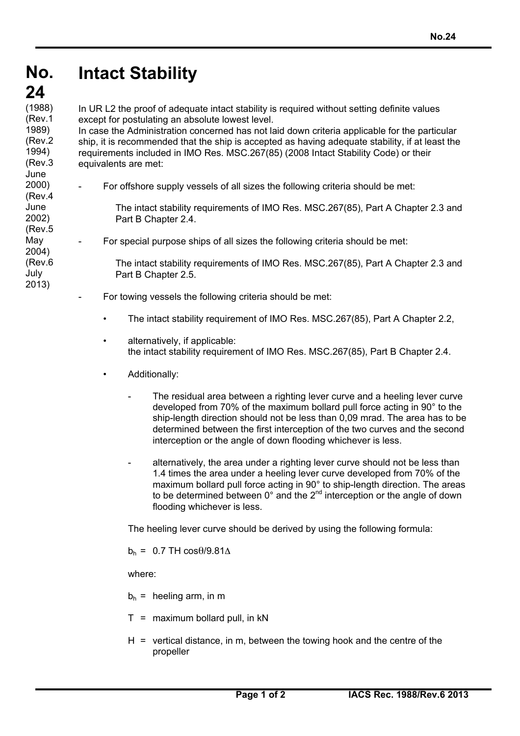# No. 24 Intact Stability

(1988)
(Rev.1 1989)
(Rev.2 1994)
(Rev.3 June 2000)
(Rev.4 June 2002)
(Rev.5 May 2004)
(Rev.6 July 2013)

In UR L2 the proof of adequate intact stability is required without setting definite values except for postulating an absolute lowest level.
In case the Administration concerned has not laid down criteria applicable for the particular ship, it is recommended that the ship is accepted as having adequate stability, if at least the requirements included in IMO Res. MSC.267(85) (2008 Intact Stability Code) or their equivalents are met:

- For offshore supply vessels of all sizes the following criteria should be met:

  The intact stability requirements of IMO Res. MSC.267(85), Part A Chapter 2.3 and Part B Chapter 2.4.

- For special purpose ships of all sizes the following criteria should be met:

  The intact stability requirements of IMO Res. MSC.267(85), Part A Chapter 2.3 and Part B Chapter 2.5.

- For towing vessels the following criteria should be met:

  - The intact stability requirement of IMO Res. MSC.267(85), Part A Chapter 2.2,

  - alternatively, if applicable:
    the intact stability requirement of IMO Res. MSC.267(85), Part B Chapter 2.4.

  - Additionally:

    - The residual area between a righting lever curve and a heeling lever curve developed from 70% of the maximum bollard pull force acting in 90° to the ship-length direction should not be less than 0,09 mrad. The area has to be determined between the first interception of the two curves and the second interception or the angle of down flooding whichever is less.

    - alternatively, the area under a righting lever curve should not be less than 1.4 times the area under a heeling lever curve developed from 70% of the maximum bollard pull force acting in 90° to ship-length direction. The areas to be determined between 0° and the 2nd interception or the angle of down flooding whichever is less.

    The heeling lever curve should be derived by using the following formula:

    $b_h = 0.7\ TH \cos\theta / 9.81\Delta$

    where:

    $b_h$ = heeling arm, in m

    $T$ = maximum bollard pull, in kN

    $H$ = vertical distance, in m, between the towing hook and the centre of the propeller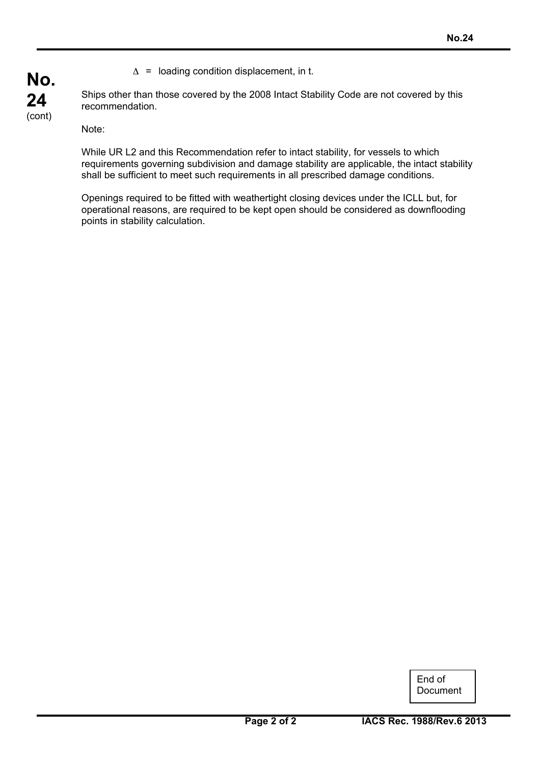$\Delta$ = loading condition displacement, in t.

Ships other than those covered by the 2008 Intact Stability Code are not covered by this recommendation.

Note:

While UR L2 and this Recommendation refer to intact stability, for vessels to which requirements governing subdivision and damage stability are applicable, the intact stability shall be sufficient to meet such requirements in all prescribed damage conditions.

Openings required to be fitted with weathertight closing devices under the ICLL but, for operational reasons, are required to be kept open should be considered as downflooding points in stability calculation.

End of Document